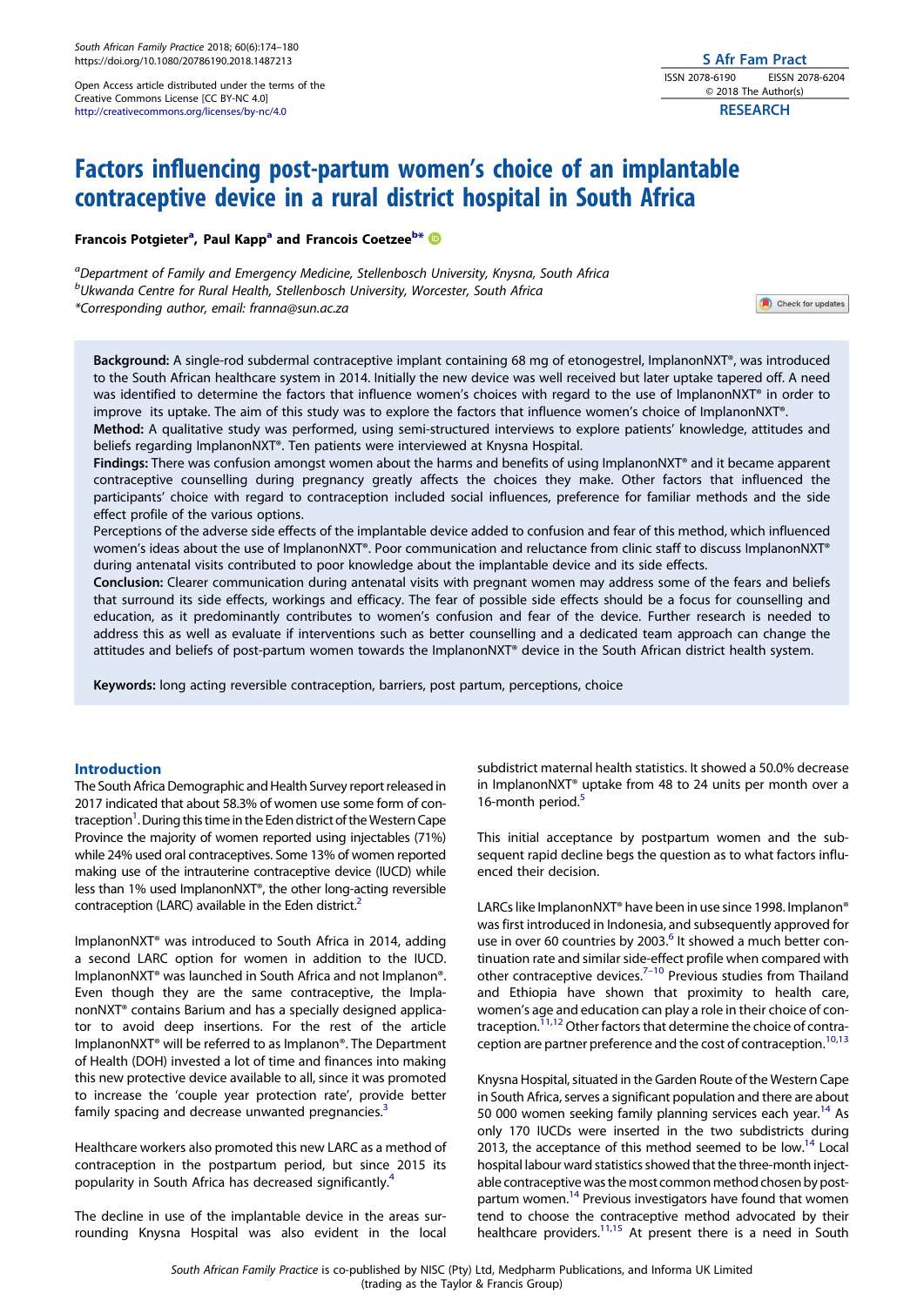# Factors influencing post-partum women's choice of an implantable contraceptive device in a rural district hospital in South Africa

**Francois Potgieter[a], Paul Kapp[a] and Francois Coetzee[b*]**

[a]*Department of Family and Emergency Medicine, Stellenbosch University, Knysna, South Africa*
[b]*Ukwanda Centre for Rural Health, Stellenbosch University, Worcester, South Africa*
*\*Corresponding author, email: franna@sun.ac.za*

**Background:** A single-rod subdermal contraceptive implant containing 68 mg of etonogestrel, ImplanonNXT®, was introduced to the South African healthcare system in 2014. Initially the new device was well received but later uptake tapered off. A need was identified to determine the factors that influence women's choices with regard to the use of ImplanonNXT® in order to improve its uptake. The aim of this study was to explore the factors that influence women's choice of ImplanonNXT®.

**Method:** A qualitative study was performed, using semi-structured interviews to explore patients' knowledge, attitudes and beliefs regarding ImplanonNXT®. Ten patients were interviewed at Knysna Hospital.

**Findings:** There was confusion amongst women about the harms and benefits of using ImplanonNXT® and it became apparent contraceptive counselling during pregnancy greatly affects the choices they make. Other factors that influenced the participants' choice with regard to contraception included social influences, preference for familiar methods and the side effect profile of the various options.

Perceptions of the adverse side effects of the implantable device added to confusion and fear of this method, which influenced women's ideas about the use of ImplanonNXT®. Poor communication and reluctance from clinic staff to discuss ImplanonNXT® during antenatal visits contributed to poor knowledge about the implantable device and its side effects.

**Conclusion:** Clearer communication during antenatal visits with pregnant women may address some of the fears and beliefs that surround its side effects, workings and efficacy. The fear of possible side effects should be a focus for counselling and education, as it predominantly contributes to women's confusion and fear of the device. Further research is needed to address this as well as evaluate if interventions such as better counselling and a dedicated team approach can change the attitudes and beliefs of post-partum women towards the ImplanonNXT® device in the South African district health system.

**Keywords:** long acting reversible contraception, barriers, post partum, perceptions, choice

## Introduction

The South Africa Demographic and Health Survey report released in 2017 indicated that about 58.3% of women use some form of contraception[1]. During this time in the Eden district of the Western Cape Province the majority of women reported using injectables (71%) while 24% used oral contraceptives. Some 13% of women reported making use of the intrauterine contraceptive device (IUCD) while less than 1% used ImplanonNXT®, the other long-acting reversible contraception (LARC) available in the Eden district.[2]

ImplanonNXT® was introduced to South Africa in 2014, adding a second LARC option for women in addition to the IUCD. ImplanonNXT® was launched in South Africa and not Implanon®. Even though they are the same contraceptive, the ImplanonNXT® contains Barium and has a specially designed applicator to avoid deep insertions. For the rest of the article ImplanonNXT® will be referred to as Implanon®. The Department of Health (DOH) invested a lot of time and finances into making this new protective device available to all, since it was promoted to increase the 'couple year protection rate', provide better family spacing and decrease unwanted pregnancies.[3]

Healthcare workers also promoted this new LARC as a method of contraception in the postpartum period, but since 2015 its popularity in South Africa has decreased significantly.[4]

The decline in use of the implantable device in the areas surrounding Knysna Hospital was also evident in the local subdistrict maternal health statistics. It showed a 50.0% decrease in ImplanonNXT® uptake from 48 to 24 units per month over a 16-month period.[5]

This initial acceptance by postpartum women and the subsequent rapid decline begs the question as to what factors influenced their decision.

LARCs like ImplanonNXT® have been in use since 1998. Implanon® was first introduced in Indonesia, and subsequently approved for use in over 60 countries by 2003.[6] It showed a much better continuation rate and similar side-effect profile when compared with other contraceptive devices.[7–10] Previous studies from Thailand and Ethiopia have shown that proximity to health care, women's age and education can play a role in their choice of contraception.[11,12] Other factors that determine the choice of contraception are partner preference and the cost of contraception.[10,13]

Knysna Hospital, situated in the Garden Route of the Western Cape in South Africa, serves a significant population and there are about 50 000 women seeking family planning services each year.[14] As only 170 IUCDs were inserted in the two subdistricts during 2013, the acceptance of this method seemed to be low.[14] Local hospital labour ward statistics showed that the three-month injectable contraceptive was the most common method chosen by postpartum women.[14] Previous investigators have found that women tend to choose the contraceptive method advocated by their healthcare providers.[11,15] At present there is a need in South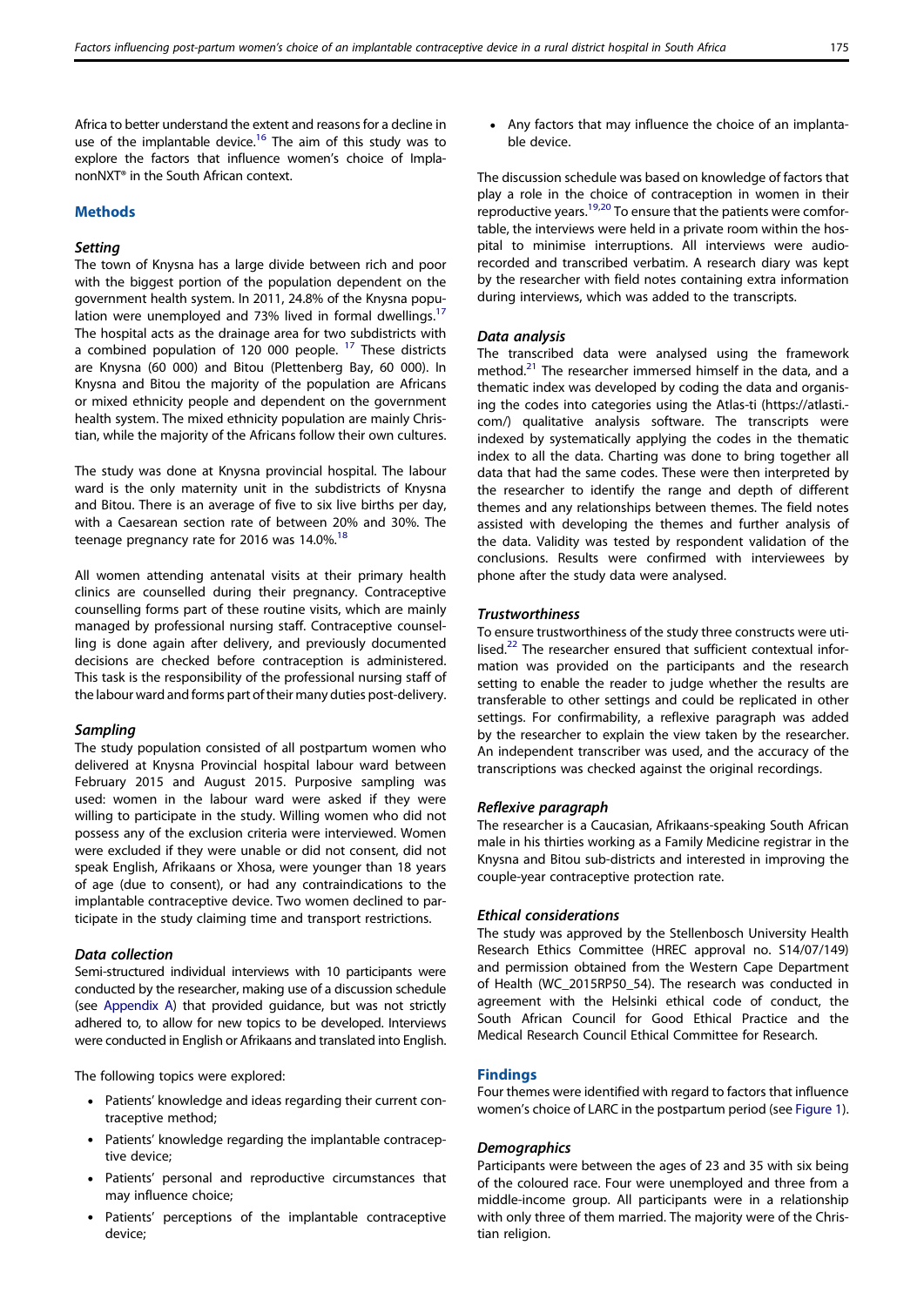Africa to better understand the extent and reasons for a decline in use of the implantable device.[16] The aim of this study was to explore the factors that influence women's choice of ImplanonNXT® in the South African context.

## Methods

### Setting

The town of Knysna has a large divide between rich and poor with the biggest portion of the population dependent on the government health system. In 2011, 24.8% of the Knysna population were unemployed and 73% lived in formal dwellings.[17] The hospital acts as the drainage area for two subdistricts with a combined population of 120 000 people. [17] These districts are Knysna (60 000) and Bitou (Plettenberg Bay, 60 000). In Knysna and Bitou the majority of the population are Africans or mixed ethnicity people and dependent on the government health system. The mixed ethnicity population are mainly Christian, while the majority of the Africans follow their own cultures.

The study was done at Knysna provincial hospital. The labour ward is the only maternity unit in the subdistricts of Knysna and Bitou. There is an average of five to six live births per day, with a Caesarean section rate of between 20% and 30%. The teenage pregnancy rate for 2016 was 14.0%.[18]

All women attending antenatal visits at their primary health clinics are counselled during their pregnancy. Contraceptive counselling forms part of these routine visits, which are mainly managed by professional nursing staff. Contraceptive counselling is done again after delivery, and previously documented decisions are checked before contraception is administered. This task is the responsibility of the professional nursing staff of the labour ward and forms part of their many duties post-delivery.

### Sampling

The study population consisted of all postpartum women who delivered at Knysna Provincial hospital labour ward between February 2015 and August 2015. Purposive sampling was used: women in the labour ward were asked if they were willing to participate in the study. Willing women who did not possess any of the exclusion criteria were interviewed. Women were excluded if they were unable or did not consent, did not speak English, Afrikaans or Xhosa, were younger than 18 years of age (due to consent), or had any contraindications to the implantable contraceptive device. Two women declined to participate in the study claiming time and transport restrictions.

### Data collection

Semi-structured individual interviews with 10 participants were conducted by the researcher, making use of a discussion schedule (see Appendix A) that provided guidance, but was not strictly adhered to, to allow for new topics to be developed. Interviews were conducted in English or Afrikaans and translated into English.

The following topics were explored:

- Patients' knowledge and ideas regarding their current contraceptive method;
- Patients' knowledge regarding the implantable contraceptive device;
- Patients' personal and reproductive circumstances that may influence choice;
- Patients' perceptions of the implantable contraceptive device;
- Any factors that may influence the choice of an implantable device.

The discussion schedule was based on knowledge of factors that play a role in the choice of contraception in women in their reproductive years.[19,20] To ensure that the patients were comfortable, the interviews were held in a private room within the hospital to minimise interruptions. All interviews were audio-recorded and transcribed verbatim. A research diary was kept by the researcher with field notes containing extra information during interviews, which was added to the transcripts.

### Data analysis

The transcribed data were analysed using the framework method.[21] The researcher immersed himself in the data, and a thematic index was developed by coding the data and organising the codes into categories using the Atlas-ti (https://atlasti.com/) qualitative analysis software. The transcripts were indexed by systematically applying the codes in the thematic index to all the data. Charting was done to bring together all data that had the same codes. These were then interpreted by the researcher to identify the range and depth of different themes and any relationships between themes. The field notes assisted with developing the themes and further analysis of the data. Validity was tested by respondent validation of the conclusions. Results were confirmed with interviewees by phone after the study data were analysed.

### Trustworthiness

To ensure trustworthiness of the study three constructs were utilised.[22] The researcher ensured that sufficient contextual information was provided on the participants and the research setting to enable the reader to judge whether the results are transferable to other settings and could be replicated in other settings. For confirmability, a reflexive paragraph was added by the researcher to explain the view taken by the researcher. An independent transcriber was used, and the accuracy of the transcriptions was checked against the original recordings.

### Reflexive paragraph

The researcher is a Caucasian, Afrikaans-speaking South African male in his thirties working as a Family Medicine registrar in the Knysna and Bitou sub-districts and interested in improving the couple-year contraceptive protection rate.

### Ethical considerations

The study was approved by the Stellenbosch University Health Research Ethics Committee (HREC approval no. S14/07/149) and permission obtained from the Western Cape Department of Health (WC_2015RP50_54). The research was conducted in agreement with the Helsinki ethical code of conduct, the South African Council for Good Ethical Practice and the Medical Research Council Ethical Committee for Research.

## Findings

Four themes were identified with regard to factors that influence women's choice of LARC in the postpartum period (see Figure 1).

### Demographics

Participants were between the ages of 23 and 35 with six being of the coloured race. Four were unemployed and three from a middle-income group. All participants were in a relationship with only three of them married. The majority were of the Christian religion.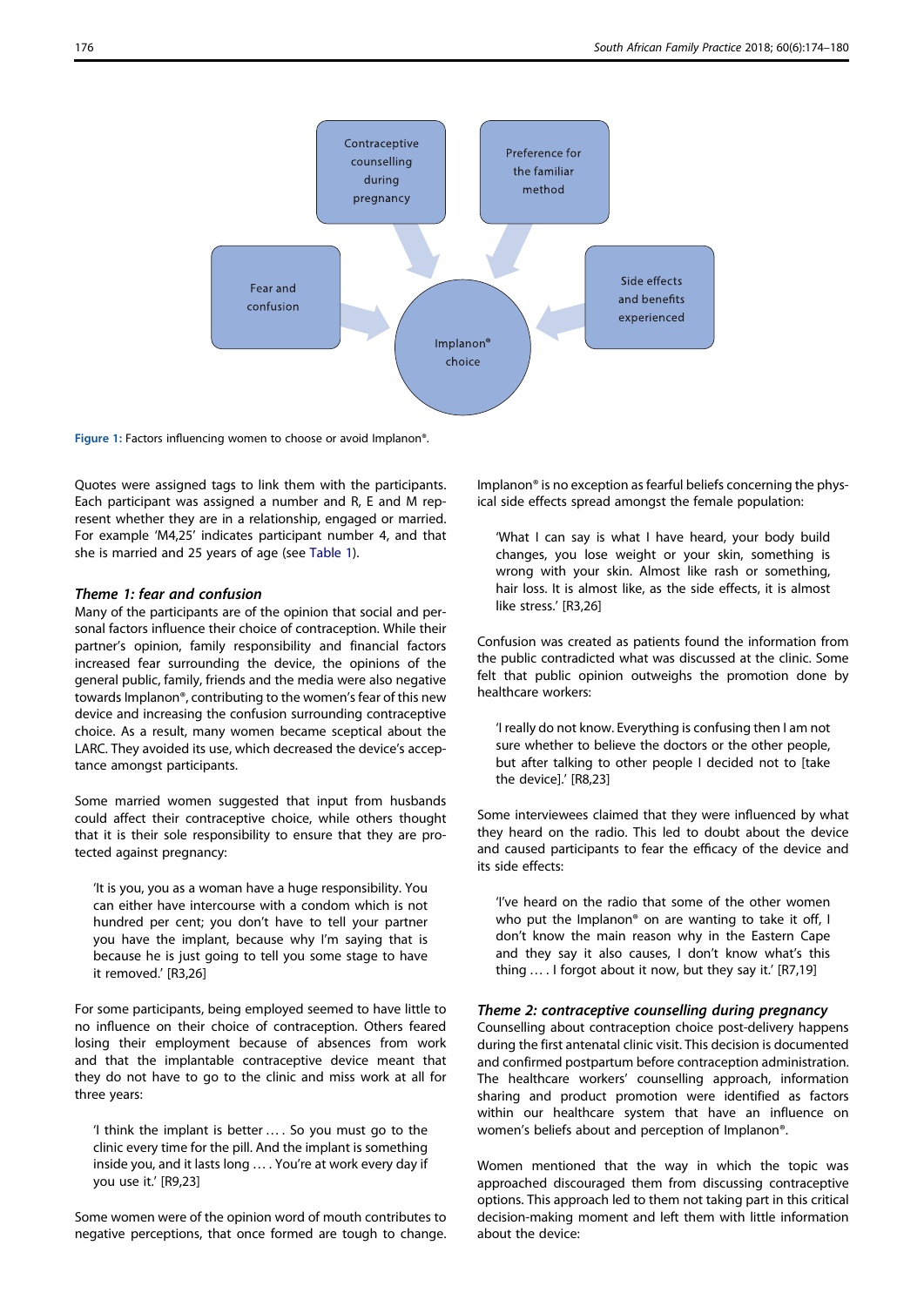Figure 1: Factors influencing women to choose or avoid Implanon®.

Quotes were assigned tags to link them with the participants. Each participant was assigned a number and R, E and M represent whether they are in a relationship, engaged or married. For example 'M4,25' indicates participant number 4, and that she is married and 25 years of age (see Table 1).

### *Theme 1: fear and confusion*

Many of the participants are of the opinion that social and personal factors influence their choice of contraception. While their partner's opinion, family responsibility and financial factors increased fear surrounding the device, the opinions of the general public, family, friends and the media were also negative towards Implanon®, contributing to the women's fear of this new device and increasing the confusion surrounding contraceptive choice. As a result, many women became sceptical about the LARC. They avoided its use, which decreased the device's acceptance amongst participants.

Some married women suggested that input from husbands could affect their contraceptive choice, while others thought that it is their sole responsibility to ensure that they are protected against pregnancy:

> 'It is you, you as a woman have a huge responsibility. You can either have intercourse with a condom which is not hundred per cent; you don't have to tell your partner you have the implant, because why I'm saying that is because he is just going to tell you some stage to have it removed.' [R3,26]

For some participants, being employed seemed to have little to no influence on their choice of contraception. Others feared losing their employment because of absences from work and that the implantable contraceptive device meant that they do not have to go to the clinic and miss work at all for three years:

> 'I think the implant is better .... So you must go to the clinic every time for the pill. And the implant is something inside you, and it lasts long .... You're at work every day if you use it.' [R9,23]

Some women were of the opinion word of mouth contributes to negative perceptions, that once formed are tough to change. Implanon® is no exception as fearful beliefs concerning the physical side effects spread amongst the female population:

> 'What I can say is what I have heard, your body build changes, you lose weight or your skin, something is wrong with your skin. Almost like rash or something, hair loss. It is almost like, as the side effects, it is almost like stress.' [R3,26]

Confusion was created as patients found the information from the public contradicted what was discussed at the clinic. Some felt that public opinion outweighs the promotion done by healthcare workers:

> 'I really do not know. Everything is confusing then I am not sure whether to believe the doctors or the other people, but after talking to other people I decided not to [take the device].' [R8,23]

Some interviewees claimed that they were influenced by what they heard on the radio. This led to doubt about the device and caused participants to fear the efficacy of the device and its side effects:

> 'I've heard on the radio that some of the other women who put the Implanon® on are wanting to take it off, I don't know the main reason why in the Eastern Cape and they say it also causes, I don't know what's this thing .... I forgot about it now, but they say it.' [R7,19]

### *Theme 2: contraceptive counselling during pregnancy*

Counselling about contraception choice post-delivery happens during the first antenatal clinic visit. This decision is documented and confirmed postpartum before contraception administration. The healthcare workers' counselling approach, information sharing and product promotion were identified as factors within our healthcare system that have an influence on women's beliefs about and perception of Implanon®.

Women mentioned that the way in which the topic was approached discouraged them from discussing contraceptive options. This approach led to them not taking part in this critical decision-making moment and left them with little information about the device: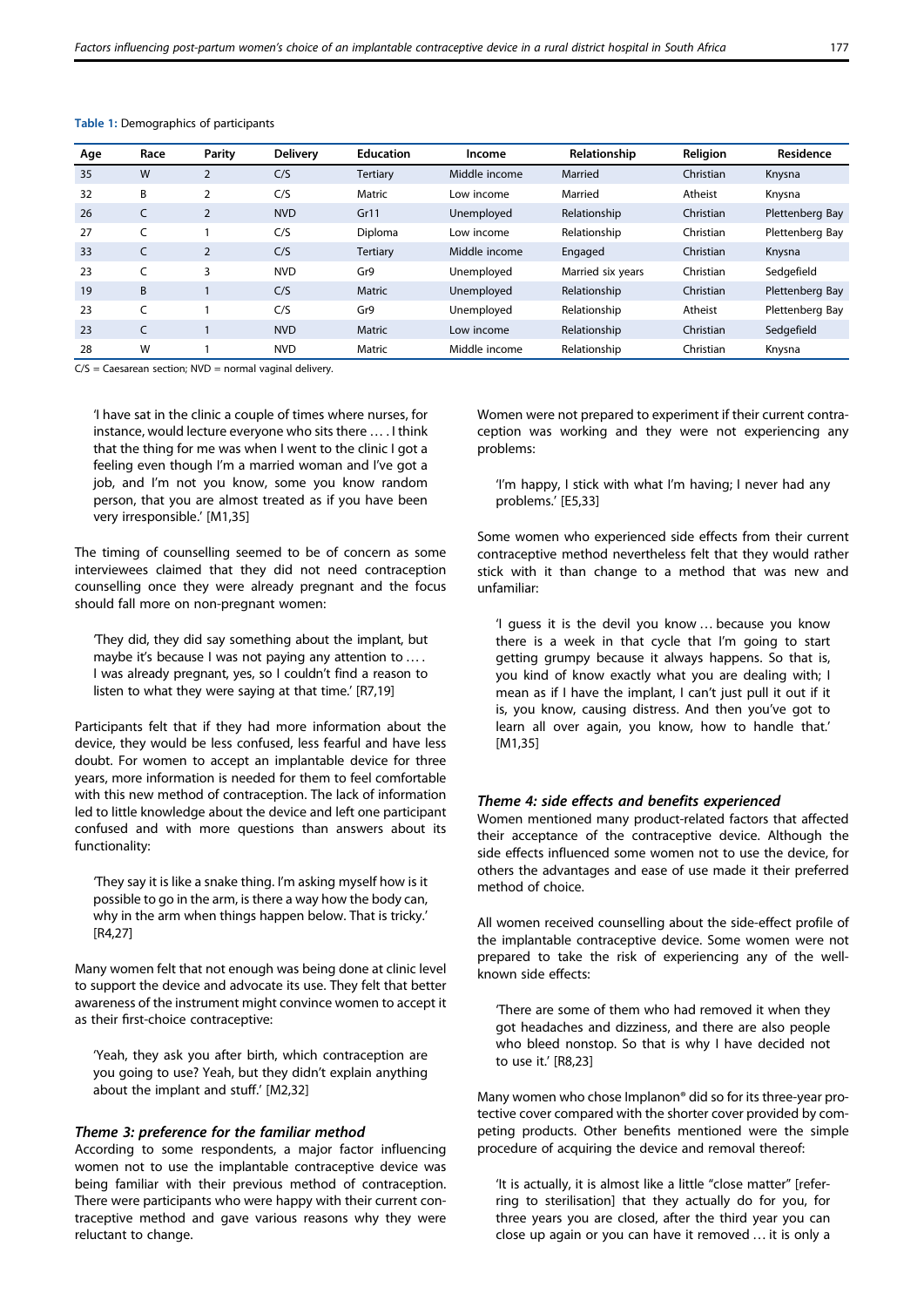Table 1: Demographics of participants

| Age | Race | Parity | Delivery | Education | Income | Relationship | Religion | Residence |
|---|---|---|---|---|---|---|---|---|
| 35 | W | 2 | C/S | Tertiary | Middle income | Married | Christian | Knysna |
| 32 | B | 2 | C/S | Matric | Low income | Married | Atheist | Knysna |
| 26 | C | 2 | NVD | Gr11 | Unemployed | Relationship | Christian | Plettenberg Bay |
| 27 | C | 1 | C/S | Diploma | Low income | Relationship | Christian | Plettenberg Bay |
| 33 | C | 2 | C/S | Tertiary | Middle income | Engaged | Christian | Knysna |
| 23 | C | 3 | NVD | Gr9 | Unemployed | Married six years | Christian | Sedgefield |
| 19 | B | 1 | C/S | Matric | Unemployed | Relationship | Christian | Plettenberg Bay |
| 23 | C | 1 | C/S | Gr9 | Unemployed | Relationship | Atheist | Plettenberg Bay |
| 23 | C | 1 | NVD | Matric | Low income | Relationship | Christian | Sedgefield |
| 28 | W | 1 | NVD | Matric | Middle income | Relationship | Christian | Knysna |

C/S = Caesarean section; NVD = normal vaginal delivery.

> 'I have sat in the clinic a couple of times where nurses, for instance, would lecture everyone who sits there … . I think that the thing for me was when I went to the clinic I got a feeling even though I'm a married woman and I've got a job, and I'm not you know, some you know random person, that you are almost treated as if you have been very irresponsible.' [M1,35]

The timing of counselling seemed to be of concern as some interviewees claimed that they did not need contraception counselling once they were already pregnant and the focus should fall more on non-pregnant women:

> 'They did, they did say something about the implant, but maybe it's because I was not paying any attention to … . I was already pregnant, yes, so I couldn't find a reason to listen to what they were saying at that time.' [R7,19]

Participants felt that if they had more information about the device, they would be less confused, less fearful and have less doubt. For women to accept an implantable device for three years, more information is needed for them to feel comfortable with this new method of contraception. The lack of information led to little knowledge about the device and left one participant confused and with more questions than answers about its functionality:

> 'They say it is like a snake thing. I'm asking myself how is it possible to go in the arm, is there a way how the body can, why in the arm when things happen below. That is tricky.' [R4,27]

Many women felt that not enough was being done at clinic level to support the device and advocate its use. They felt that better awareness of the instrument might convince women to accept it as their first-choice contraceptive:

> 'Yeah, they ask you after birth, which contraception are you going to use? Yeah, but they didn't explain anything about the implant and stuff.' [M2,32]

### *Theme 3: preference for the familiar method*

According to some respondents, a major factor influencing women not to use the implantable contraceptive device was being familiar with their previous method of contraception. There were participants who were happy with their current contraceptive method and gave various reasons why they were reluctant to change.

Women were not prepared to experiment if their current contraception was working and they were not experiencing any problems:

> 'I'm happy, I stick with what I'm having; I never had any problems.' [E5,33]

Some women who experienced side effects from their current contraceptive method nevertheless felt that they would rather stick with it than change to a method that was new and unfamiliar:

> 'I guess it is the devil you know … because you know there is a week in that cycle that I'm going to start getting grumpy because it always happens. So that is, you kind of know exactly what you are dealing with; I mean as if I have the implant, I can't just pull it out if it is, you know, causing distress. And then you've got to learn all over again, you know, how to handle that.' [M1,35]

### *Theme 4: side effects and benefits experienced*

Women mentioned many product-related factors that affected their acceptance of the contraceptive device. Although the side effects influenced some women not to use the device, for others the advantages and ease of use made it their preferred method of choice.

All women received counselling about the side-effect profile of the implantable contraceptive device. Some women were not prepared to take the risk of experiencing any of the well-known side effects:

> 'There are some of them who had removed it when they got headaches and dizziness, and there are also people who bleed nonstop. So that is why I have decided not to use it.' [R8,23]

Many women who chose Implanon® did so for its three-year protective cover compared with the shorter cover provided by competing products. Other benefits mentioned were the simple procedure of acquiring the device and removal thereof:

> 'It is actually, it is almost like a little "close matter" [referring to sterilisation] that they actually do for you, for three years you are closed, after the third year you can close up again or you can have it removed … it is only a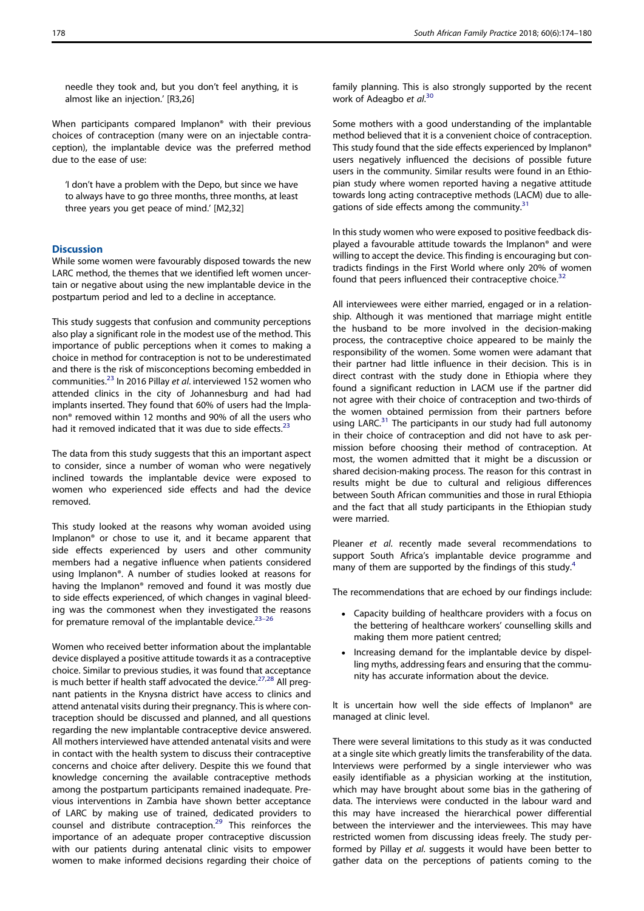needle they took and, but you don't feel anything, it is almost like an injection.' [R3,26]

When participants compared Implanon® with their previous choices of contraception (many were on an injectable contraception), the implantable device was the preferred method due to the ease of use:

'I don't have a problem with the Depo, but since we have to always have to go three months, three months, at least three years you get peace of mind.' [M2,32]

## Discussion

While some women were favourably disposed towards the new LARC method, the themes that we identified left women uncertain or negative about using the new implantable device in the postpartum period and led to a decline in acceptance.

This study suggests that confusion and community perceptions also play a significant role in the modest use of the method. This importance of public perceptions when it comes to making a choice in method for contraception is not to be underestimated and there is the risk of misconceptions becoming embedded in communities.[23] In 2016 Pillay *et al*. interviewed 152 women who attended clinics in the city of Johannesburg and had had implants inserted. They found that 60% of users had the Implanon® removed within 12 months and 90% of all the users who had it removed indicated that it was due to side effects.[23]

The data from this study suggests that this an important aspect to consider, since a number of woman who were negatively inclined towards the implantable device were exposed to women who experienced side effects and had the device removed.

This study looked at the reasons why woman avoided using Implanon® or chose to use it, and it became apparent that side effects experienced by users and other community members had a negative influence when patients considered using Implanon®. A number of studies looked at reasons for having the Implanon® removed and found it was mostly due to side effects experienced, of which changes in vaginal bleeding was the commonest when they investigated the reasons for premature removal of the implantable device.[23–26]

Women who received better information about the implantable device displayed a positive attitude towards it as a contraceptive choice. Similar to previous studies, it was found that acceptance is much better if health staff advocated the device.[27,28] All pregnant patients in the Knysna district have access to clinics and attend antenatal visits during their pregnancy. This is where contraception should be discussed and planned, and all questions regarding the new implantable contraceptive device answered. All mothers interviewed have attended antenatal visits and were in contact with the health system to discuss their contraceptive concerns and choice after delivery. Despite this we found that knowledge concerning the available contraceptive methods among the postpartum participants remained inadequate. Previous interventions in Zambia have shown better acceptance of LARC by making use of trained, dedicated providers to counsel and distribute contraception.[29] This reinforces the importance of an adequate proper contraceptive discussion with our patients during antenatal clinic visits to empower women to make informed decisions regarding their choice of family planning. This is also strongly supported by the recent work of Adeagbo *et al*.[30]

Some mothers with a good understanding of the implantable method believed that it is a convenient choice of contraception. This study found that the side effects experienced by Implanon® users negatively influenced the decisions of possible future users in the community. Similar results were found in an Ethiopian study where women reported having a negative attitude towards long acting contraceptive methods (LACM) due to allegations of side effects among the community.[31]

In this study women who were exposed to positive feedback displayed a favourable attitude towards the Implanon® and were willing to accept the device. This finding is encouraging but contradicts findings in the First World where only 20% of women found that peers influenced their contraceptive choice.[32]

All interviewees were either married, engaged or in a relationship. Although it was mentioned that marriage might entitle the husband to be more involved in the decision-making process, the contraceptive choice appeared to be mainly the responsibility of the women. Some women were adamant that their partner had little influence in their decision. This is in direct contrast with the study done in Ethiopia where they found a significant reduction in LACM use if the partner did not agree with their choice of contraception and two-thirds of the women obtained permission from their partners before using LARC.[31] The participants in our study had full autonomy in their choice of contraception and did not have to ask permission before choosing their method of contraception. At most, the women admitted that it might be a discussion or shared decision-making process. The reason for this contrast in results might be due to cultural and religious differences between South African communities and those in rural Ethiopia and the fact that all study participants in the Ethiopian study were married.

Pleaner *et al*. recently made several recommendations to support South Africa's implantable device programme and many of them are supported by the findings of this study.[4]

The recommendations that are echoed by our findings include:

- Capacity building of healthcare providers with a focus on the bettering of healthcare workers' counselling skills and making them more patient centred;
- Increasing demand for the implantable device by dispelling myths, addressing fears and ensuring that the community has accurate information about the device.

It is uncertain how well the side effects of Implanon® are managed at clinic level.

There were several limitations to this study as it was conducted at a single site which greatly limits the transferability of the data. Interviews were performed by a single interviewer who was easily identifiable as a physician working at the institution, which may have brought about some bias in the gathering of data. The interviews were conducted in the labour ward and this may have increased the hierarchical power differential between the interviewer and the interviewees. This may have restricted women from discussing ideas freely. The study performed by Pillay *et al*. suggests it would have been better to gather data on the perceptions of patients coming to the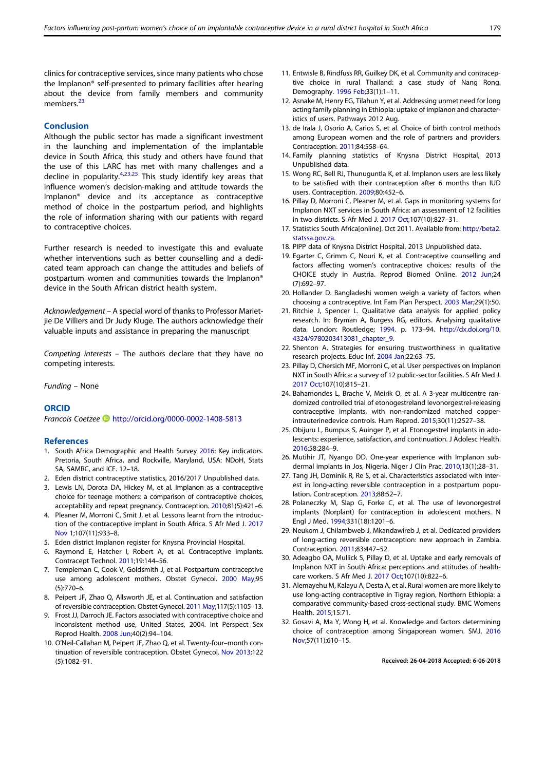clinics for contraceptive services, since many patients who chose the Implanon® self-presented to primary facilities after hearing about the device from family members and community members.[23]

## Conclusion

Although the public sector has made a significant investment in the launching and implementation of the implantable device in South Africa, this study and others have found that the use of this LARC has met with many challenges and a decline in popularity.[4,23,25] This study identify key areas that influence women's decision-making and attitude towards the Implanon® device and its acceptance as contraceptive method of choice in the postpartum period, and highlights the role of information sharing with our patients with regard to contraceptive choices.

Further research is needed to investigate this and evaluate whether interventions such as better counselling and a dedicated team approach can change the attitudes and beliefs of postpartum women and communities towards the Implanon® device in the South African district health system.

*Acknowledgement* – A special word of thanks to Professor Marietjie De Villiers and Dr Judy Kluge. The authors acknowledge their valuable inputs and assistance in preparing the manuscript

*Competing interests* – The authors declare that they have no competing interests.

*Funding* – None

## ORCID

*Francois Coetzee* http://orcid.org/0000-0002-1408-5813

## References

1. South Africa Demographic and Health Survey 2016: Key indicators. Pretoria, South Africa, and Rockville, Maryland, USA: NDoH, Stats SA, SAMRC, and ICF. 12–18.
2. Eden district contraceptive statistics, 2016/2017 Unpublished data.
3. Lewis LN, Dorota DA, Hickey M, et al. Implanon as a contraceptive choice for teenage mothers: a comparison of contraceptive choices, acceptability and repeat pregnancy. Contraception. 2010;81(5):421–6.
4. Pleaner M, Morroni C, Smit J, et al. Lessons learnt from the introduction of the contraceptive implant in South Africa. S Afr Med J. 2017 Nov 1;107(11):933–8.
5. Eden district Implanon register for Knysna Provincial Hospital.
6. Raymond E, Hatcher I, Robert A, et al. Contraceptive implants. Contracept Technol. 2011;19:144–56.
7. Templeman C, Cook V, Goldsmith J, et al. Postpartum contraceptive use among adolescent mothers. Obstet Gynecol. 2000 May;95 (5):770–6.
8. Peipert JF, Zhao Q, Allsworth JE, et al. Continuation and satisfaction of reversible contraception. Obstet Gynecol. 2011 May;117(5):1105–13.
9. Frost JJ, Darroch JE. Factors associated with contraceptive choice and inconsistent method use, United States, 2004. Int Perspect Sex Reprod Health. 2008 Jun;40(2):94–104.
10. O'Neil-Callahan M, Peipert JF, Zhao Q, et al. Twenty-four–month continuation of reversible contraception. Obstet Gynecol. Nov 2013;122 (5):1082–91.
11. Entwisle B, Rindfuss RR, Guilkey DK, et al. Community and contraceptive choice in rural Thailand: a case study of Nang Rong. Demography. 1996 Feb;33(1):1–11.
12. Asnake M, Henry EG, Tilahun Y, et al. Addressing unmet need for long acting family planning in Ethiopia: uptake of implanon and characteristics of users. Pathways 2012 Aug.
13. de Irala J, Osorio A, Carlos S, et al. Choice of birth control methods among European women and the role of partners and providers. Contraception. 2011;84:558–64.
14. Family planning statistics of Knysna District Hospital, 2013 Unpublished data.
15. Wong RC, Bell RJ, Thunuguntla K, et al. Implanon users are less likely to be satisfied with their contraception after 6 months than IUD users. Contraception. 2009;80:452–6.
16. Pillay D, Morroni C, Pleaner M, et al. Gaps in monitoring systems for Implanon NXT services in South Africa: an assessment of 12 facilities in two districts. S Afr Med J. 2017 Oct;107(10):827–31.
17. Statistics South Africa[online]. Oct 2011. Available from: http://beta2.statssa.gov.za.
18. PIPP data of Knysna District Hospital, 2013 Unpublished data.
19. Egarter C, Grimm C, Nouri K, et al. Contraceptive counselling and factors affecting women's contraceptive choices: results of the CHOICE study in Austria. Reprod Biomed Online. 2012 Jun;24 (7):692–97.
20. Hollander D. Bangladeshi women weigh a variety of factors when choosing a contraceptive. Int Fam Plan Perspect. 2003 Mar;29(1):50.
21. Ritchie J, Spencer L. Qualitative data analysis for applied policy research. In: Bryman A, Burgess RG, editors. Analysing qualitative data. London: Routledge; 1994. p. 173–94. http://dx.doi.org/10.4324/9780203413081_chapter_9.
22. Shenton A. Strategies for ensuring trustworthiness in qualitative research projects. Educ Inf. 2004 Jan;22:63–75.
23. Pillay D, Chersich MF, Morroni C, et al. User perspectives on Implanon NXT in South Africa: a survey of 12 public-sector facilities. S Afr Med J. 2017 Oct;107(10):815–21.
24. Bahamondes L, Brache V, Meirik O, et al. A 3-year multicentre randomized controlled trial of etonogestreland levonorgestrel-releasing contraceptive implants, with non-randomized matched copper-intrauterinedevice controls. Hum Reprod. 2015;30(11):2527–38.
25. Obijuru L, Bumpus S, Auinger P, et al. Etonogestrel implants in adolescents: experience, satisfaction, and continuation. J Adolesc Health. 2016;58:284–9.
26. Mutihir JT, Nyango DD. One-year experience with Implanon subdermal implants in Jos, Nigeria. Niger J Clin Prac. 2010;13(1):28–31.
27. Tang JH, Dominik R, Re S, et al. Characteristics associated with interest in long-acting reversible contraception in a postpartum population. Contraception. 2013;88:52–7.
28. Polaneczky M, Slap G, Forke C, et al. The use of levonorgestrel implants (Norplant) for contraception in adolescent mothers. N Engl J Med. 1994;331(18):1201–6.
29. Neukom J, Chilambweb J, Mkandawireb J, et al. Dedicated providers of long-acting reversible contraception: new approach in Zambia. Contraception. 2011;83:447–52.
30. Adeagbo OA, Mullick S, Pillay D, et al. Uptake and early removals of Implanon NXT in South Africa: perceptions and attitudes of healthcare workers. S Afr Med J. 2017 Oct;107(10):822–6.
31. Alemayehu M, Kalayu A, Desta A, et al. Rural women are more likely to use long-acting contraceptive in Tigray region, Northern Ethiopia: a comparative community-based cross-sectional study. BMC Womens Health. 2015;15:71.
32. Gosavi A, Ma Y, Wong H, et al. Knowledge and factors determining choice of contraception among Singaporean women. SMJ. 2016 Nov;57(11):610–15.

**Received: 26-04-2018 Accepted: 6-06-2018**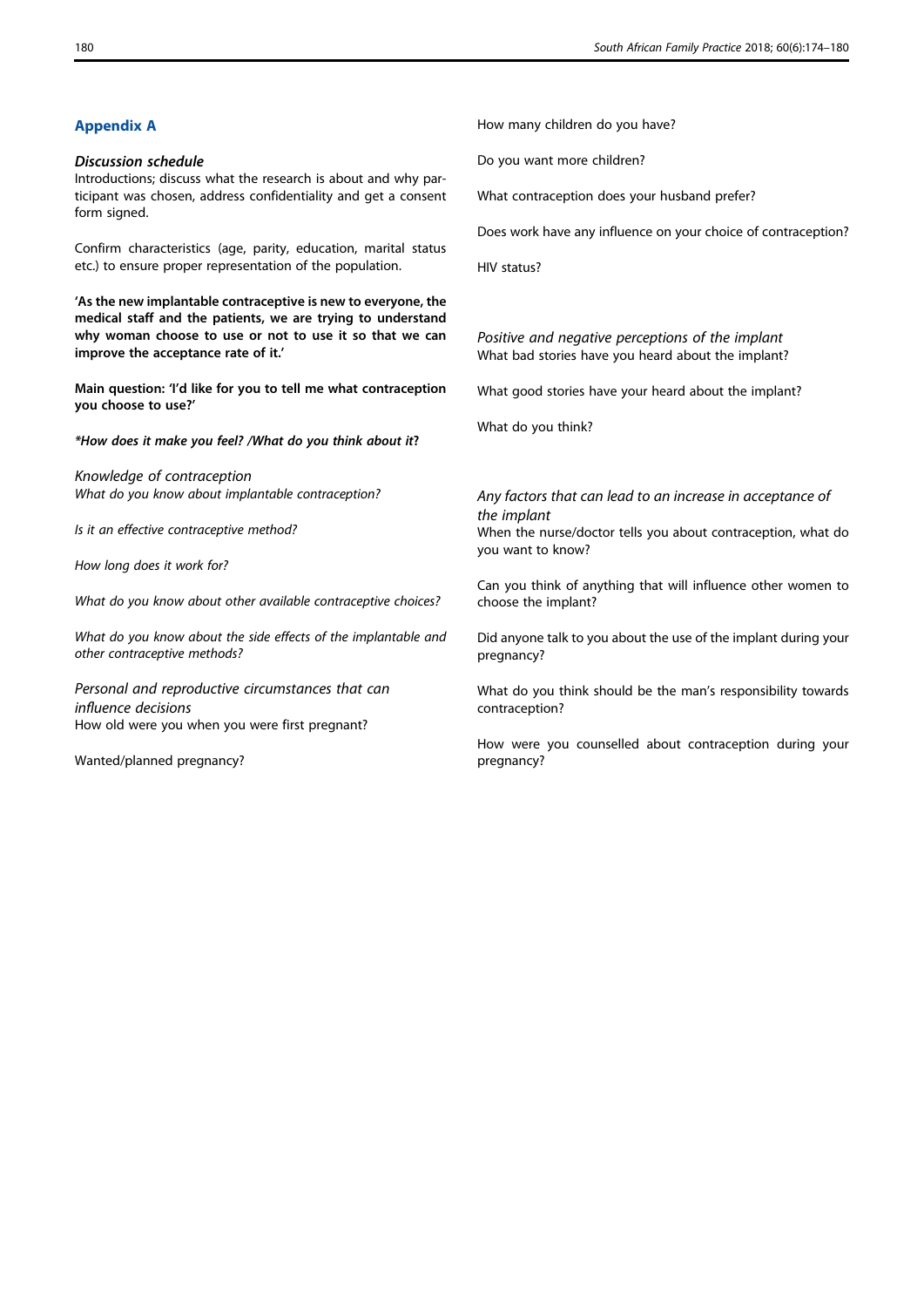## Appendix A

### *Discussion schedule*

Introductions; discuss what the research is about and why participant was chosen, address confidentiality and get a consent form signed.

Confirm characteristics (age, parity, education, marital status etc.) to ensure proper representation of the population.

**'As the new implantable contraceptive is new to everyone, the medical staff and the patients, we are trying to understand why woman choose to use or not to use it so that we can improve the acceptance rate of it.'**

**Main question: 'I'd like for you to tell me what contraception you choose to use?'**

***How does it make you feel? /What do you think about it?***

*Knowledge of contraception*

*What do you know about implantable contraception?*

*Is it an effective contraceptive method?*

*How long does it work for?*

*What do you know about other available contraceptive choices?*

*What do you know about the side effects of the implantable and other contraceptive methods?*

*Personal and reproductive circumstances that can influence decisions*

How old were you when you were first pregnant?

Wanted/planned pregnancy?

How many children do you have?

Do you want more children?

What contraception does your husband prefer?

Does work have any influence on your choice of contraception?

HIV status?

*Positive and negative perceptions of the implant*

What bad stories have you heard about the implant?

What good stories have your heard about the implant?

What do you think?

*Any factors that can lead to an increase in acceptance of the implant*

When the nurse/doctor tells you about contraception, what do you want to know?

Can you think of anything that will influence other women to choose the implant?

Did anyone talk to you about the use of the implant during your pregnancy?

What do you think should be the man's responsibility towards contraception?

How were you counselled about contraception during your pregnancy?